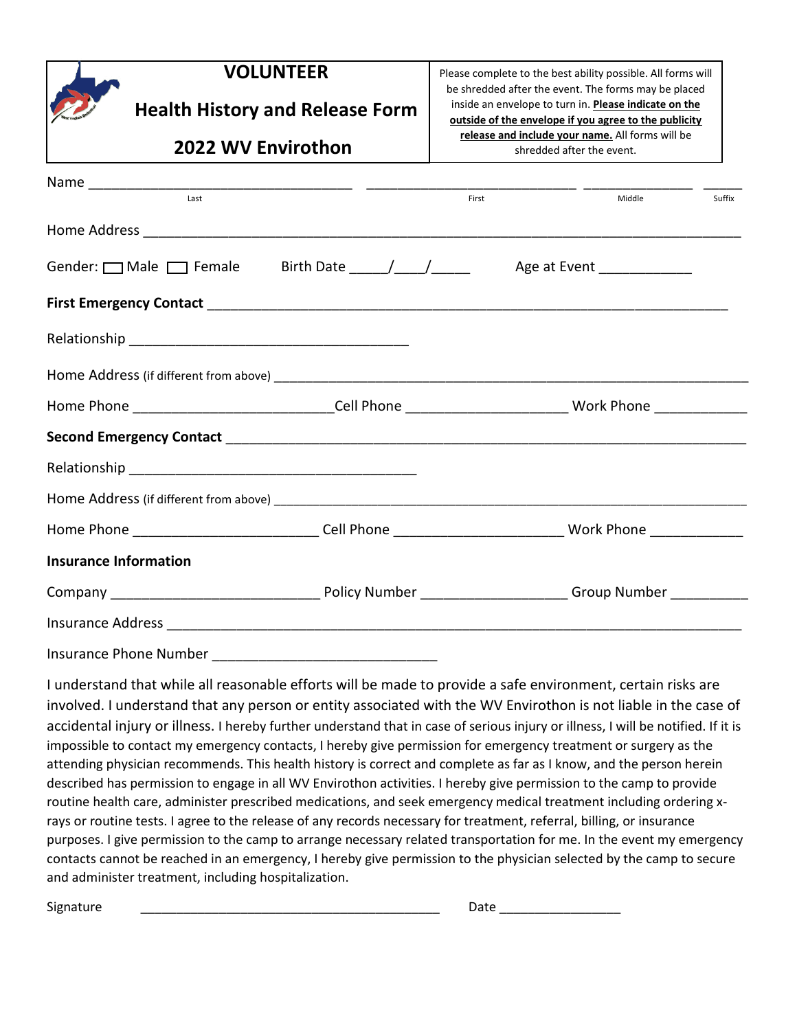# VOLUNTEER

# Health History and Release Form

# 2022 WV Envirothon

Please complete to the best ability possible. All forms will be shredded after the event. The forms may be placed inside an envelope to turn in. **Please indicate on the outside of the envelope if you agree to the publicity release and include your name.** All forms will be shredded after the event.

Name ___________________________________ ____________________________ _______________ _____
Last First Middle Suffix

Home Address ________________________________________________________________________________

Gender: ☐ Male ☐ Female Birth Date _____/____/_____ Age at Event ____________

**First Emergency Contact** __________________________________________________________________

Relationship ______________________________________

Home Address (if different from above) ______________________________________________________________

Home Phone _________________________Cell Phone ____________________ Work Phone ____________

**Second Emergency Contact** _______________________________________________________________

Relationship ______________________________________

Home Address (if different from above) ______________________________________________________________

Home Phone _______________________ Cell Phone _____________________ Work Phone ____________

**Insurance Information**

Company __________________________ Policy Number __________________ Group Number __________

Insurance Address __________________________________________________________________________

Insurance Phone Number _____________________________

I understand that while all reasonable efforts will be made to provide a safe environment, certain risks are involved. I understand that any person or entity associated with the WV Envirothon is not liable in the case of accidental injury or illness. I hereby further understand that in case of serious injury or illness, I will be notified. If it is impossible to contact my emergency contacts, I hereby give permission for emergency treatment or surgery as the attending physician recommends. This health history is correct and complete as far as I know, and the person herein described has permission to engage in all WV Envirothon activities. I hereby give permission to the camp to provide routine health care, administer prescribed medications, and seek emergency medical treatment including ordering x-rays or routine tests. I agree to the release of any records necessary for treatment, referral, billing, or insurance purposes. I give permission to the camp to arrange necessary related transportation for me. In the event my emergency contacts cannot be reached in an emergency, I hereby give permission to the physician selected by the camp to secure and administer treatment, including hospitalization.

Signature ________________________________________ Date ________________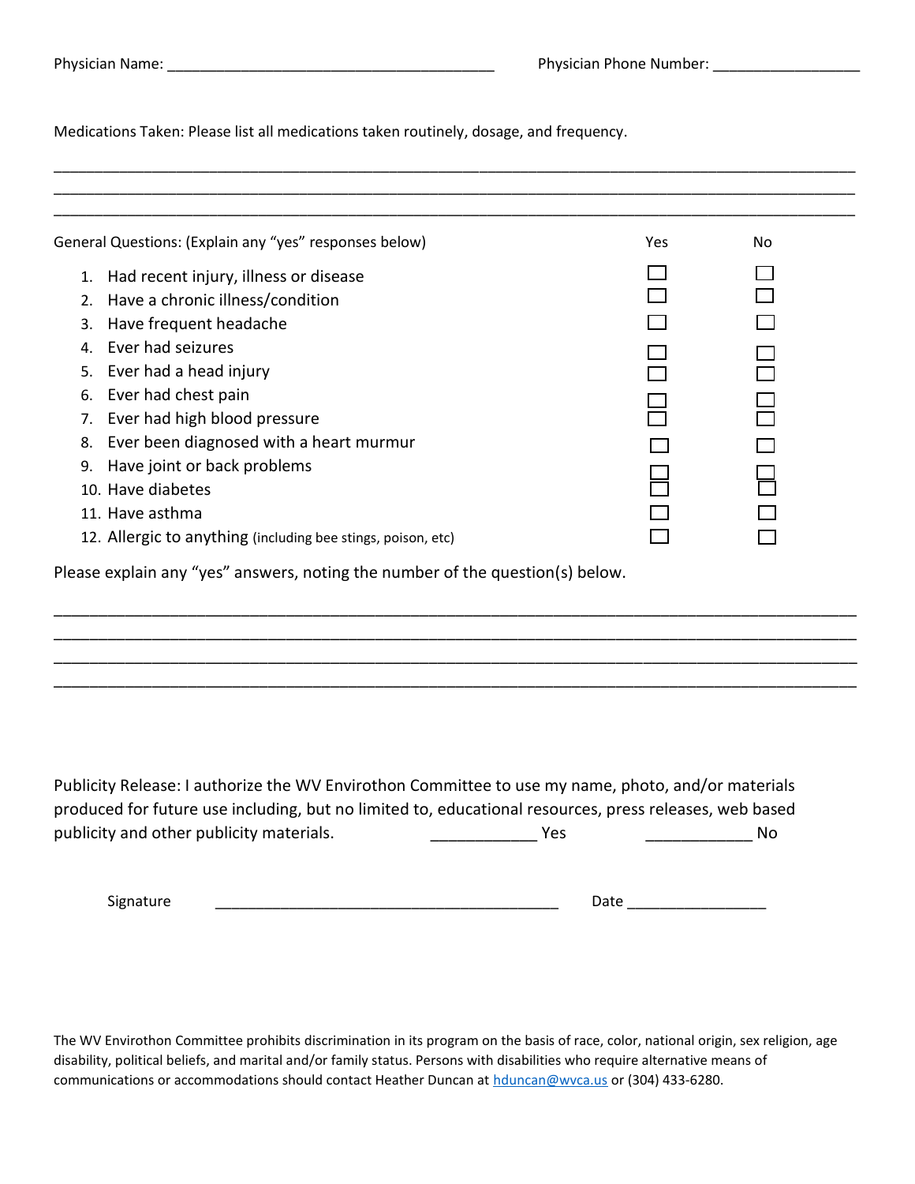Physician Name: ________________________________________ Physician Phone Number: _________________

Medications Taken: Please list all medications taken routinely, dosage, and frequency.

_____________________________________________________________________________________________
_____________________________________________________________________________________________
_____________________________________________________________________________________________

| General Questions: (Explain any “yes” responses below) | Yes | No |
|---|---|---|
| 1. Had recent injury, illness or disease | ☐ | ☐ |
| 2. Have a chronic illness/condition | ☐ | ☐ |
| 3. Have frequent headache | ☐ | ☐ |
| 4. Ever had seizures | ☐ | ☐ |
| 5. Ever had a head injury | ☐ | ☐ |
| 6. Ever had chest pain | ☐ | ☐ |
| 7. Ever had high blood pressure | ☐ | ☐ |
| 8. Ever been diagnosed with a heart murmur | ☐ | ☐ |
| 9. Have joint or back problems | ☐ | ☐ |
| 10. Have diabetes | ☐ | ☐ |
| 11. Have asthma | ☐ | ☐ |
| 12. Allergic to anything (including bee stings, poison, etc) | ☐ | ☐ |

Please explain any “yes” answers, noting the number of the question(s) below.

_____________________________________________________________________________________________
_____________________________________________________________________________________________
_____________________________________________________________________________________________
_____________________________________________________________________________________________

Publicity Release: I authorize the WV Envirothon Committee to use my name, photo, and/or materials produced for future use including, but no limited to, educational resources, press releases, web based publicity and other publicity materials. ____________ Yes ____________ No

Signature ___________________________________________ Date _________________

The WV Envirothon Committee prohibits discrimination in its program on the basis of race, color, national origin, sex religion, age disability, political beliefs, and marital and/or family status. Persons with disabilities who require alternative means of communications or accommodations should contact Heather Duncan at hduncan@wvca.us or (304) 433-6280.